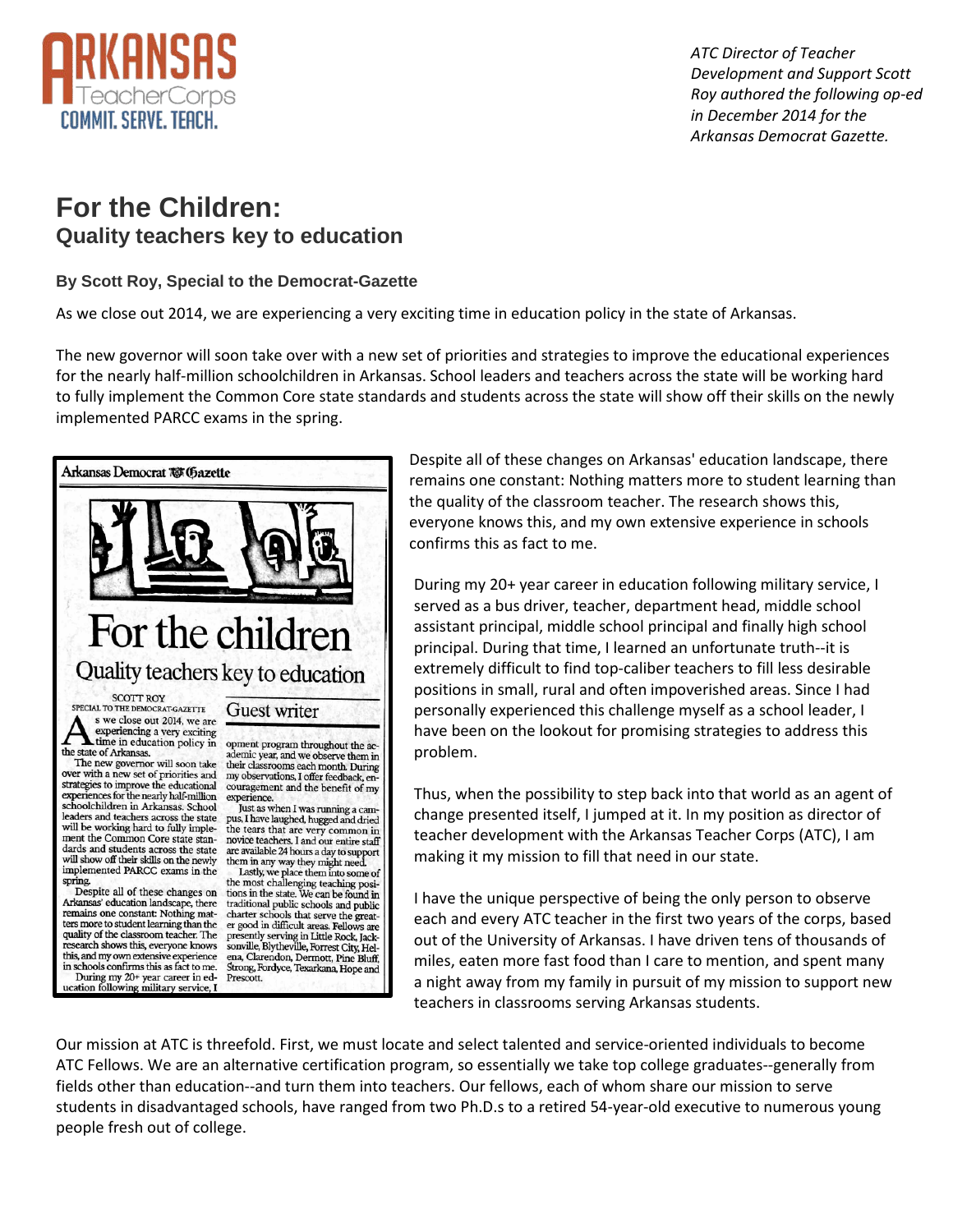ARKANSAS TeacherCorps COMMIT. SERVE. TEACH.

*ATC Director of Teacher Development and Support Scott Roy authored the following op-ed in December 2014 for the Arkansas Democrat Gazette.*

# For the Children:
## Quality teachers key to education

**By Scott Roy, Special to the Democrat-Gazette**

As we close out 2014, we are experiencing a very exciting time in education policy in the state of Arkansas.

The new governor will soon take over with a new set of priorities and strategies to improve the educational experiences for the nearly half-million schoolchildren in Arkansas. School leaders and teachers across the state will be working hard to fully implement the Common Core state standards and students across the state will show off their skills on the newly implemented PARCC exams in the spring.

Despite all of these changes on Arkansas' education landscape, there remains one constant: Nothing matters more to student learning than the quality of the classroom teacher. The research shows this, everyone knows this, and my own extensive experience in schools confirms this as fact to me.

During my 20+ year career in education following military service, I served as a bus driver, teacher, department head, middle school assistant principal, middle school principal and finally high school principal. During that time, I learned an unfortunate truth--it is extremely difficult to find top-caliber teachers to fill less desirable positions in small, rural and often impoverished areas. Since I had personally experienced this challenge myself as a school leader, I have been on the lookout for promising strategies to address this problem.

Thus, when the possibility to step back into that world as an agent of change presented itself, I jumped at it. In my position as director of teacher development with the Arkansas Teacher Corps (ATC), I am making it my mission to fill that need in our state.

I have the unique perspective of being the only person to observe each and every ATC teacher in the first two years of the corps, based out of the University of Arkansas. I have driven tens of thousands of miles, eaten more fast food than I care to mention, and spent many a night away from my family in pursuit of my mission to support new teachers in classrooms serving Arkansas students.

Our mission at ATC is threefold. First, we must locate and select talented and service-oriented individuals to become ATC Fellows. We are an alternative certification program, so essentially we take top college graduates--generally from fields other than education--and turn them into teachers. Our fellows, each of whom share our mission to serve students in disadvantaged schools, have ranged from two Ph.D.s to a retired 54-year-old executive to numerous young people fresh out of college.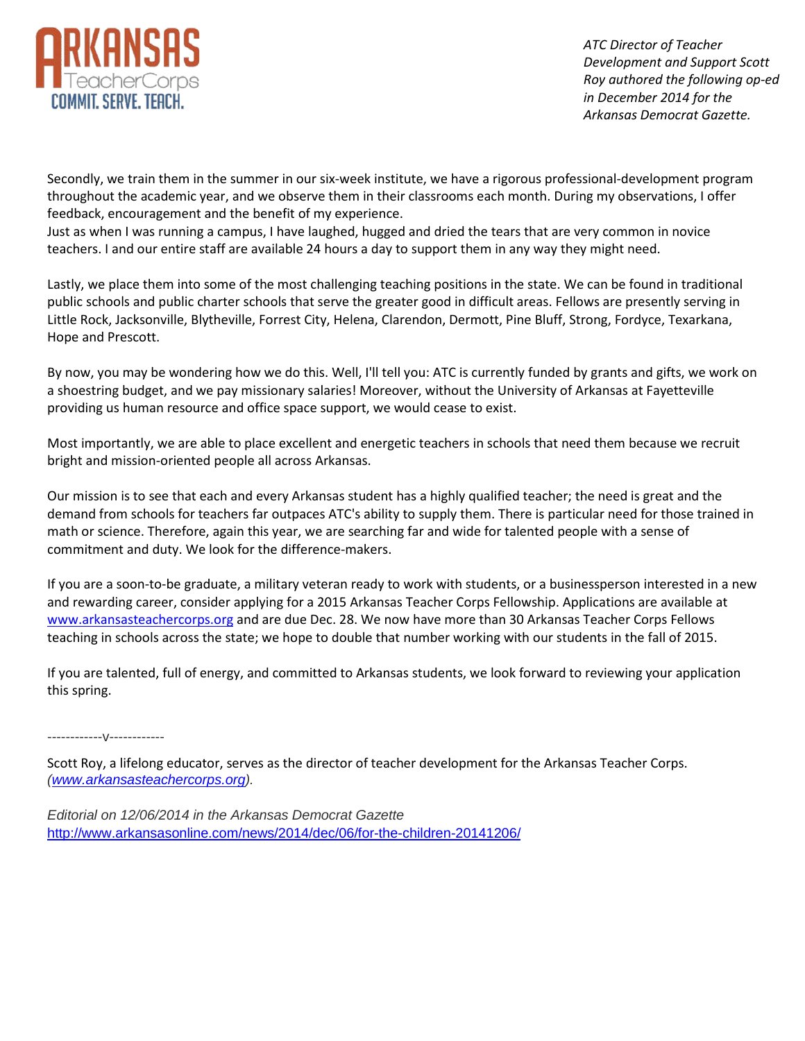**ARKANSAS** TeacherCorps
COMMIT. SERVE. TEACH.

*ATC Director of Teacher Development and Support Scott Roy authored the following op-ed in December 2014 for the Arkansas Democrat Gazette.*

Secondly, we train them in the summer in our six-week institute, we have a rigorous professional-development program throughout the academic year, and we observe them in their classrooms each month. During my observations, I offer feedback, encouragement and the benefit of my experience.
Just as when I was running a campus, I have laughed, hugged and dried the tears that are very common in novice teachers. I and our entire staff are available 24 hours a day to support them in any way they might need.

Lastly, we place them into some of the most challenging teaching positions in the state. We can be found in traditional public schools and public charter schools that serve the greater good in difficult areas. Fellows are presently serving in Little Rock, Jacksonville, Blytheville, Forrest City, Helena, Clarendon, Dermott, Pine Bluff, Strong, Fordyce, Texarkana, Hope and Prescott.

By now, you may be wondering how we do this. Well, I'll tell you: ATC is currently funded by grants and gifts, we work on a shoestring budget, and we pay missionary salaries! Moreover, without the University of Arkansas at Fayetteville providing us human resource and office space support, we would cease to exist.

Most importantly, we are able to place excellent and energetic teachers in schools that need them because we recruit bright and mission-oriented people all across Arkansas.

Our mission is to see that each and every Arkansas student has a highly qualified teacher; the need is great and the demand from schools for teachers far outpaces ATC's ability to supply them. There is particular need for those trained in math or science. Therefore, again this year, we are searching far and wide for talented people with a sense of commitment and duty. We look for the difference-makers.

If you are a soon-to-be graduate, a military veteran ready to work with students, or a businessperson interested in a new and rewarding career, consider applying for a 2015 Arkansas Teacher Corps Fellowship. Applications are available at www.arkansasteachercorps.org and are due Dec. 28. We now have more than 30 Arkansas Teacher Corps Fellows teaching in schools across the state; we hope to double that number working with our students in the fall of 2015.

If you are talented, full of energy, and committed to Arkansas students, we look forward to reviewing your application this spring.

------------v------------

Scott Roy, a lifelong educator, serves as the director of teacher development for the Arkansas Teacher Corps. *(www.arkansasteachercorps.org).*

*Editorial on 12/06/2014 in the Arkansas Democrat Gazette*
http://www.arkansasonline.com/news/2014/dec/06/for-the-children-20141206/